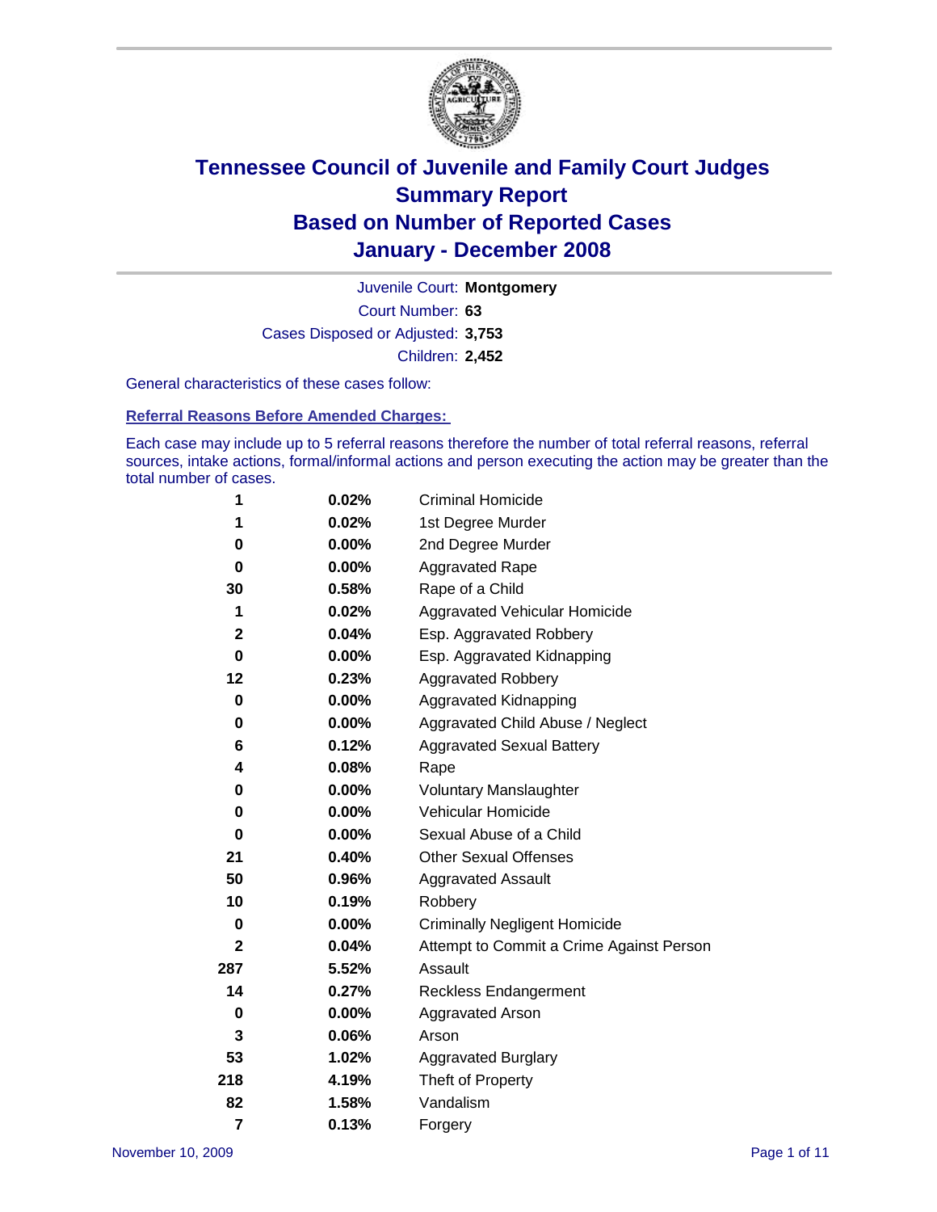# Tennessee Council of Juvenile and Family Court Judges
# Summary Report
# Based on Number of Reported Cases
# January - December 2008

Juvenile Court: **Montgomery**

Court Number: **63**

Cases Disposed or Adjusted: **3,753**

Children: **2,452**

General characteristics of these cases follow:

## Referral Reasons Before Amended Charges:

Each case may include up to 5 referral reasons therefore the number of total referral reasons, referral sources, intake actions, formal/informal actions and person executing the action may be greater than the total number of cases.

| | | |
|---|---|---|
| 1 | 0.02% | Criminal Homicide |
| 1 | 0.02% | 1st Degree Murder |
| 0 | 0.00% | 2nd Degree Murder |
| 0 | 0.00% | Aggravated Rape |
| 30 | 0.58% | Rape of a Child |
| 1 | 0.02% | Aggravated Vehicular Homicide |
| 2 | 0.04% | Esp. Aggravated Robbery |
| 0 | 0.00% | Esp. Aggravated Kidnapping |
| 12 | 0.23% | Aggravated Robbery |
| 0 | 0.00% | Aggravated Kidnapping |
| 0 | 0.00% | Aggravated Child Abuse / Neglect |
| 6 | 0.12% | Aggravated Sexual Battery |
| 4 | 0.08% | Rape |
| 0 | 0.00% | Voluntary Manslaughter |
| 0 | 0.00% | Vehicular Homicide |
| 0 | 0.00% | Sexual Abuse of a Child |
| 21 | 0.40% | Other Sexual Offenses |
| 50 | 0.96% | Aggravated Assault |
| 10 | 0.19% | Robbery |
| 0 | 0.00% | Criminally Negligent Homicide |
| 2 | 0.04% | Attempt to Commit a Crime Against Person |
| 287 | 5.52% | Assault |
| 14 | 0.27% | Reckless Endangerment |
| 0 | 0.00% | Aggravated Arson |
| 3 | 0.06% | Arson |
| 53 | 1.02% | Aggravated Burglary |
| 218 | 4.19% | Theft of Property |
| 82 | 1.58% | Vandalism |
| 7 | 0.13% | Forgery |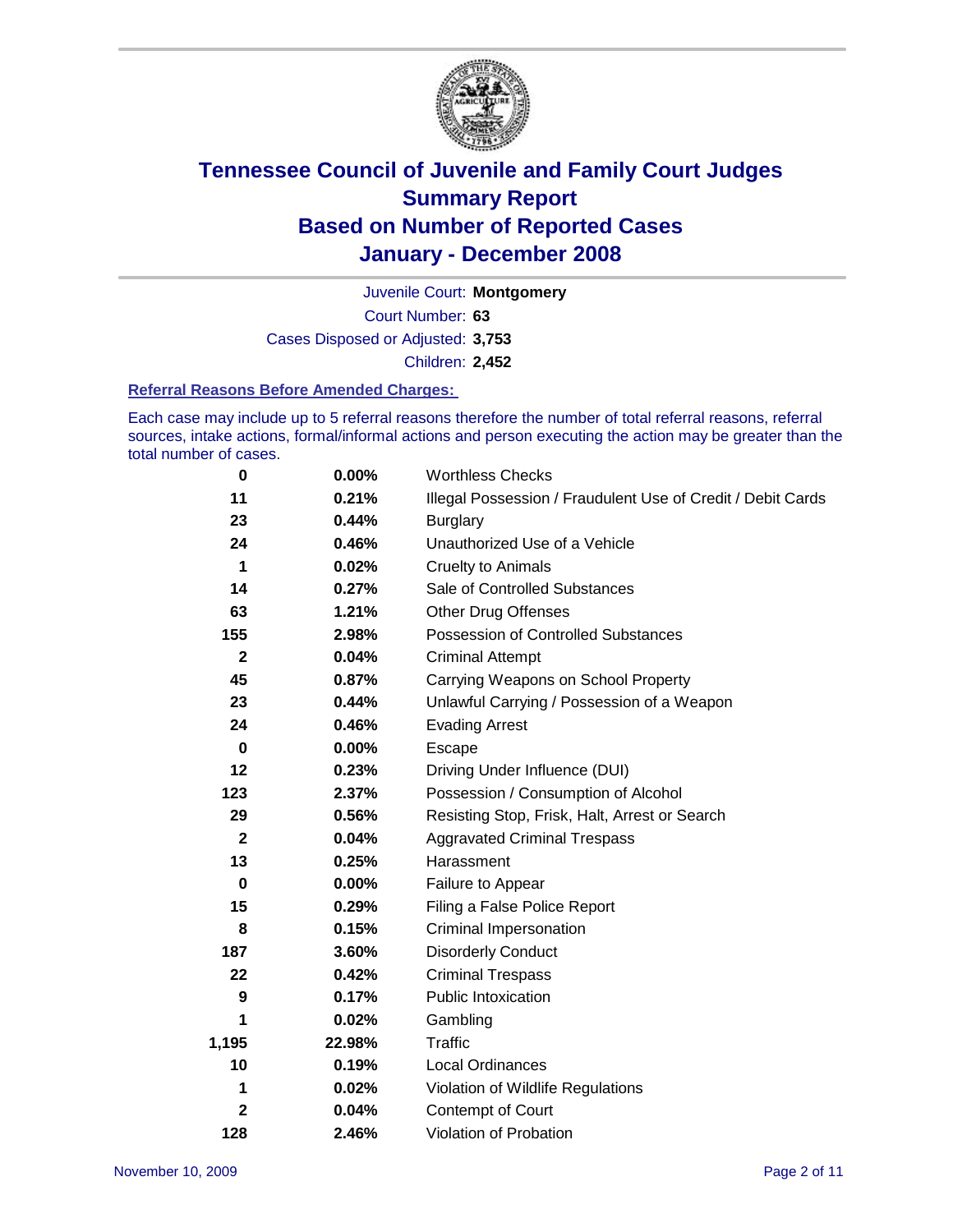# Tennessee Council of Juvenile and Family Court Judges
## Summary Report
## Based on Number of Reported Cases
## January - December 2008

Juvenile Court: **Montgomery**

Court Number: **63**

Cases Disposed or Adjusted: **3,753**

Children: **2,452**

### Referral Reasons Before Amended Charges:

Each case may include up to 5 referral reasons therefore the number of total referral reasons, referral sources, intake actions, formal/informal actions and person executing the action may be greater than the total number of cases.

| | | |
|---|---|---|
| 0 | 0.00% | Worthless Checks |
| 11 | 0.21% | Illegal Possession / Fraudulent Use of Credit / Debit Cards |
| 23 | 0.44% | Burglary |
| 24 | 0.46% | Unauthorized Use of a Vehicle |
| 1 | 0.02% | Cruelty to Animals |
| 14 | 0.27% | Sale of Controlled Substances |
| 63 | 1.21% | Other Drug Offenses |
| 155 | 2.98% | Possession of Controlled Substances |
| 2 | 0.04% | Criminal Attempt |
| 45 | 0.87% | Carrying Weapons on School Property |
| 23 | 0.44% | Unlawful Carrying / Possession of a Weapon |
| 24 | 0.46% | Evading Arrest |
| 0 | 0.00% | Escape |
| 12 | 0.23% | Driving Under Influence (DUI) |
| 123 | 2.37% | Possession / Consumption of Alcohol |
| 29 | 0.56% | Resisting Stop, Frisk, Halt, Arrest or Search |
| 2 | 0.04% | Aggravated Criminal Trespass |
| 13 | 0.25% | Harassment |
| 0 | 0.00% | Failure to Appear |
| 15 | 0.29% | Filing a False Police Report |
| 8 | 0.15% | Criminal Impersonation |
| 187 | 3.60% | Disorderly Conduct |
| 22 | 0.42% | Criminal Trespass |
| 9 | 0.17% | Public Intoxication |
| 1 | 0.02% | Gambling |
| 1,195 | 22.98% | Traffic |
| 10 | 0.19% | Local Ordinances |
| 1 | 0.02% | Violation of Wildlife Regulations |
| 2 | 0.04% | Contempt of Court |
| 128 | 2.46% | Violation of Probation |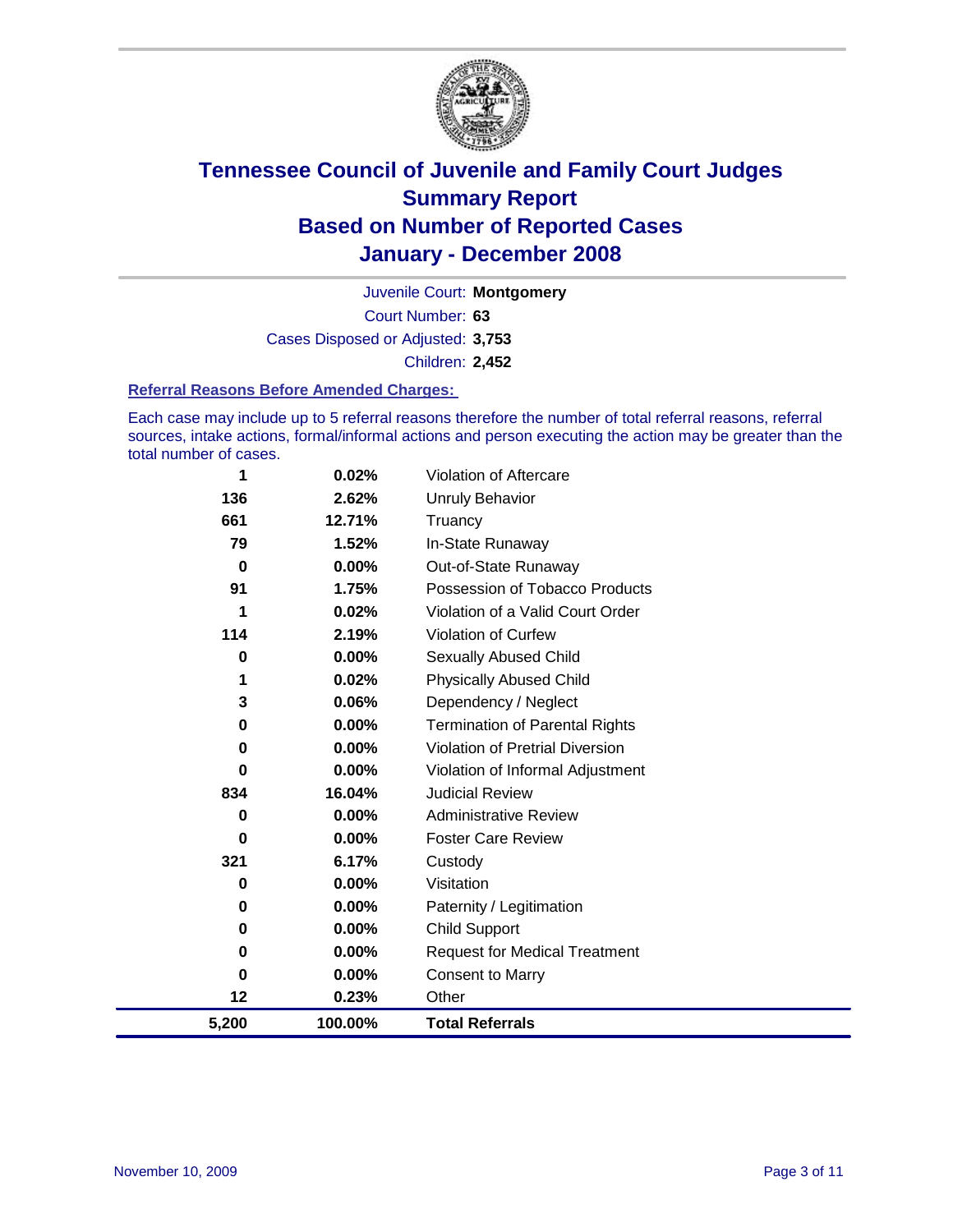# Tennessee Council of Juvenile and Family Court Judges
## Summary Report
## Based on Number of Reported Cases
## January - December 2008

Juvenile Court: **Montgomery**

Court Number: **63**

Cases Disposed or Adjusted: **3,753**

Children: **2,452**

### Referral Reasons Before Amended Charges:

Each case may include up to 5 referral reasons therefore the number of total referral reasons, referral sources, intake actions, formal/informal actions and person executing the action may be greater than the total number of cases.

| | | |
|---|---|---|
| 1 | 0.02% | Violation of Aftercare |
| 136 | 2.62% | Unruly Behavior |
| 661 | 12.71% | Truancy |
| 79 | 1.52% | In-State Runaway |
| 0 | 0.00% | Out-of-State Runaway |
| 91 | 1.75% | Possession of Tobacco Products |
| 1 | 0.02% | Violation of a Valid Court Order |
| 114 | 2.19% | Violation of Curfew |
| 0 | 0.00% | Sexually Abused Child |
| 1 | 0.02% | Physically Abused Child |
| 3 | 0.06% | Dependency / Neglect |
| 0 | 0.00% | Termination of Parental Rights |
| 0 | 0.00% | Violation of Pretrial Diversion |
| 0 | 0.00% | Violation of Informal Adjustment |
| 834 | 16.04% | Judicial Review |
| 0 | 0.00% | Administrative Review |
| 0 | 0.00% | Foster Care Review |
| 321 | 6.17% | Custody |
| 0 | 0.00% | Visitation |
| 0 | 0.00% | Paternity / Legitimation |
| 0 | 0.00% | Child Support |
| 0 | 0.00% | Request for Medical Treatment |
| 0 | 0.00% | Consent to Marry |
| 12 | 0.23% | Other |
| **5,200** | **100.00%** | **Total Referrals** |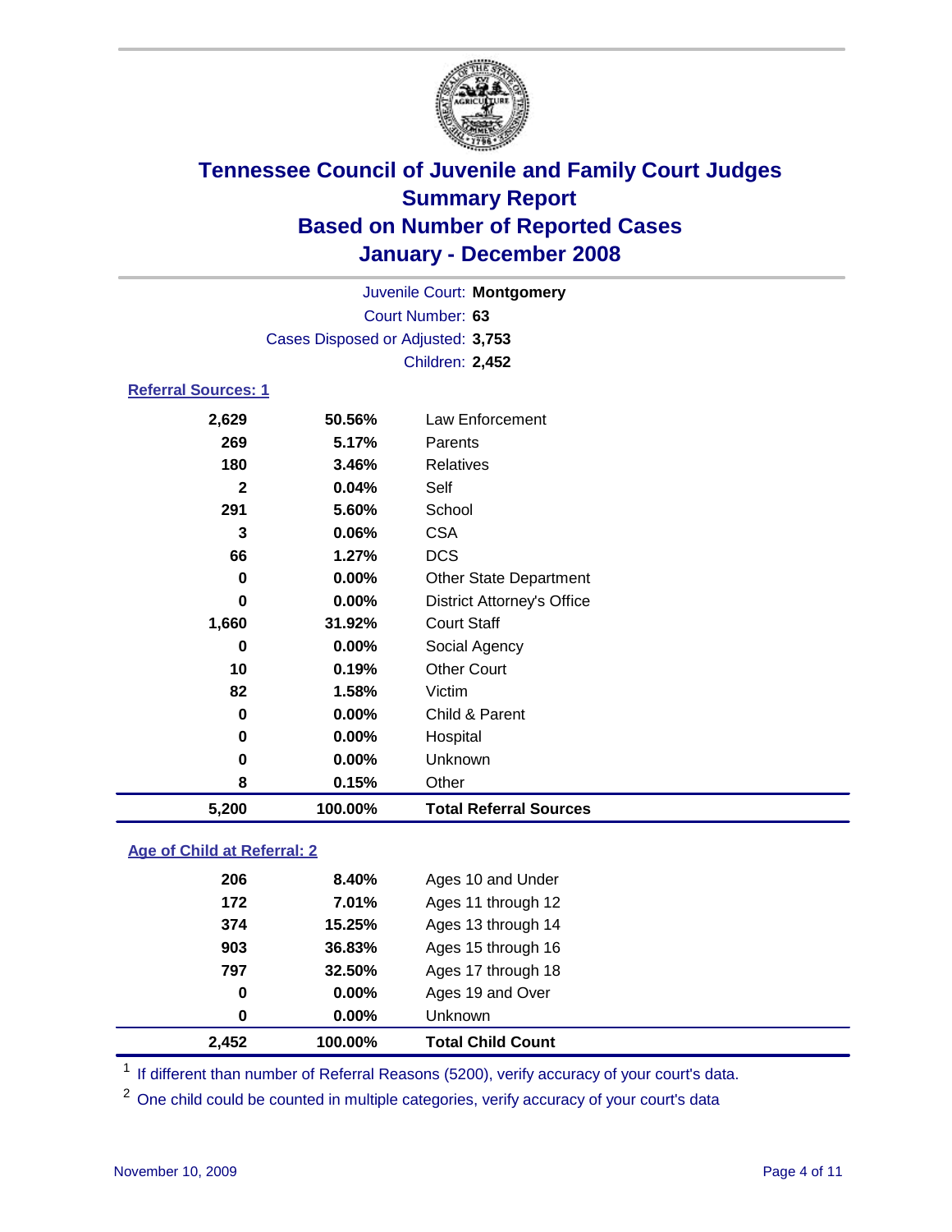# Tennessee Council of Juvenile and Family Court Judges
## Summary Report
## Based on Number of Reported Cases
## January - December 2008

Juvenile Court: **Montgomery**
Court Number: **63**
Cases Disposed or Adjusted: **3,753**
Children: **2,452**

### Referral Sources: 1

| | | |
|---|---|---|
| 2,629 | 50.56% | Law Enforcement |
| 269 | 5.17% | Parents |
| 180 | 3.46% | Relatives |
| 2 | 0.04% | Self |
| 291 | 5.60% | School |
| 3 | 0.06% | CSA |
| 66 | 1.27% | DCS |
| 0 | 0.00% | Other State Department |
| 0 | 0.00% | District Attorney's Office |
| 1,660 | 31.92% | Court Staff |
| 0 | 0.00% | Social Agency |
| 10 | 0.19% | Other Court |
| 82 | 1.58% | Victim |
| 0 | 0.00% | Child & Parent |
| 0 | 0.00% | Hospital |
| 0 | 0.00% | Unknown |
| 8 | 0.15% | Other |
| **5,200** | **100.00%** | **Total Referral Sources** |

### Age of Child at Referral: 2

| | | |
|---|---|---|
| 206 | 8.40% | Ages 10 and Under |
| 172 | 7.01% | Ages 11 through 12 |
| 374 | 15.25% | Ages 13 through 14 |
| 903 | 36.83% | Ages 15 through 16 |
| 797 | 32.50% | Ages 17 through 18 |
| 0 | 0.00% | Ages 19 and Over |
| 0 | 0.00% | Unknown |
| **2,452** | **100.00%** | **Total Child Count** |

[1] If different than number of Referral Reasons (5200), verify accuracy of your court's data.

[2] One child could be counted in multiple categories, verify accuracy of your court's data

November 10, 2009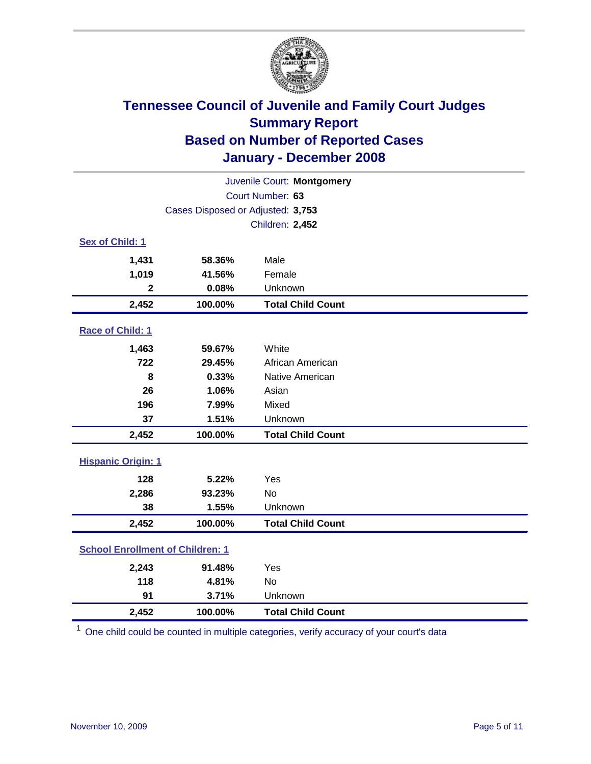# Tennessee Council of Juvenile and Family Court Judges
## Summary Report
## Based on Number of Reported Cases
## January - December 2008

Juvenile Court: **Montgomery**
Court Number: **63**
Cases Disposed or Adjusted: **3,753**
Children: **2,452**

### Sex of Child: 1

| | | |
|---|---|---|
| 1,431 | 58.36% | Male |
| 1,019 | 41.56% | Female |
| 2 | 0.08% | Unknown |
| **2,452** | **100.00%** | **Total Child Count** |

### Race of Child: 1

| | | |
|---|---|---|
| 1,463 | 59.67% | White |
| 722 | 29.45% | African American |
| 8 | 0.33% | Native American |
| 26 | 1.06% | Asian |
| 196 | 7.99% | Mixed |
| 37 | 1.51% | Unknown |
| **2,452** | **100.00%** | **Total Child Count** |

### Hispanic Origin: 1

| | | |
|---|---|---|
| 128 | 5.22% | Yes |
| 2,286 | 93.23% | No |
| 38 | 1.55% | Unknown |
| **2,452** | **100.00%** | **Total Child Count** |

### School Enrollment of Children: 1

| | | |
|---|---|---|
| 2,243 | 91.48% | Yes |
| 118 | 4.81% | No |
| 91 | 3.71% | Unknown |
| **2,452** | **100.00%** | **Total Child Count** |

[1] One child could be counted in multiple categories, verify accuracy of your court's data

November 10, 2009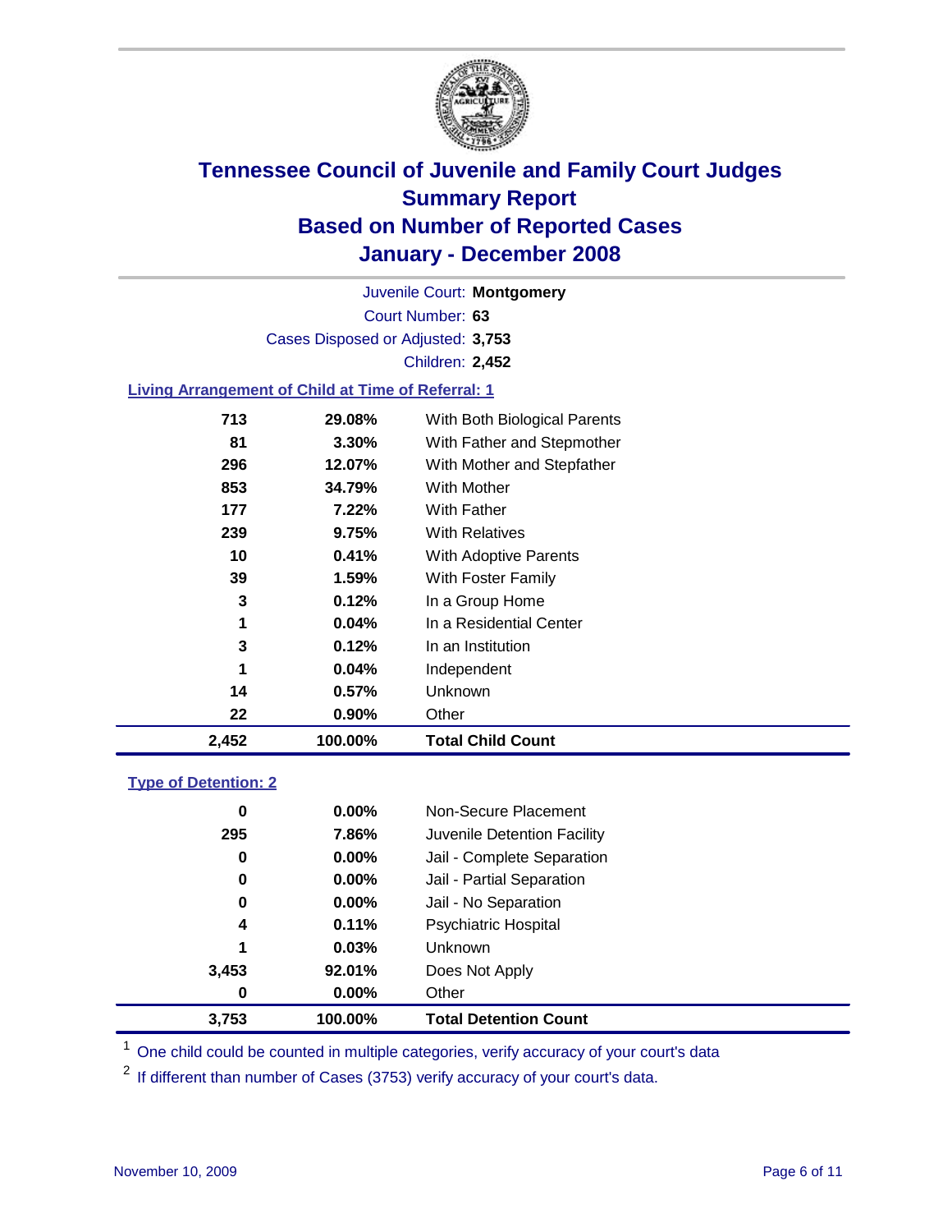# Tennessee Council of Juvenile and Family Court Judges
## Summary Report
## Based on Number of Reported Cases
## January - December 2008

Juvenile Court: **Montgomery**
Court Number: **63**
Cases Disposed or Adjusted: **3,753**
Children: **2,452**

### Living Arrangement of Child at Time of Referral: 1

| Count | Percent | Category |
|---|---|---|
| 713 | 29.08% | With Both Biological Parents |
| 81 | 3.30% | With Father and Stepmother |
| 296 | 12.07% | With Mother and Stepfather |
| 853 | 34.79% | With Mother |
| 177 | 7.22% | With Father |
| 239 | 9.75% | With Relatives |
| 10 | 0.41% | With Adoptive Parents |
| 39 | 1.59% | With Foster Family |
| 3 | 0.12% | In a Group Home |
| 1 | 0.04% | In a Residential Center |
| 3 | 0.12% | In an Institution |
| 1 | 0.04% | Independent |
| 14 | 0.57% | Unknown |
| 22 | 0.90% | Other |
| **2,452** | **100.00%** | **Total Child Count** |

### Type of Detention: 2

| Count | Percent | Category |
|---|---|---|
| 0 | 0.00% | Non-Secure Placement |
| 295 | 7.86% | Juvenile Detention Facility |
| 0 | 0.00% | Jail - Complete Separation |
| 0 | 0.00% | Jail - Partial Separation |
| 0 | 0.00% | Jail - No Separation |
| 4 | 0.11% | Psychiatric Hospital |
| 1 | 0.03% | Unknown |
| 3,453 | 92.01% | Does Not Apply |
| 0 | 0.00% | Other |
| **3,753** | **100.00%** | **Total Detention Count** |

[1] One child could be counted in multiple categories, verify accuracy of your court's data

[2] If different than number of Cases (3753) verify accuracy of your court's data.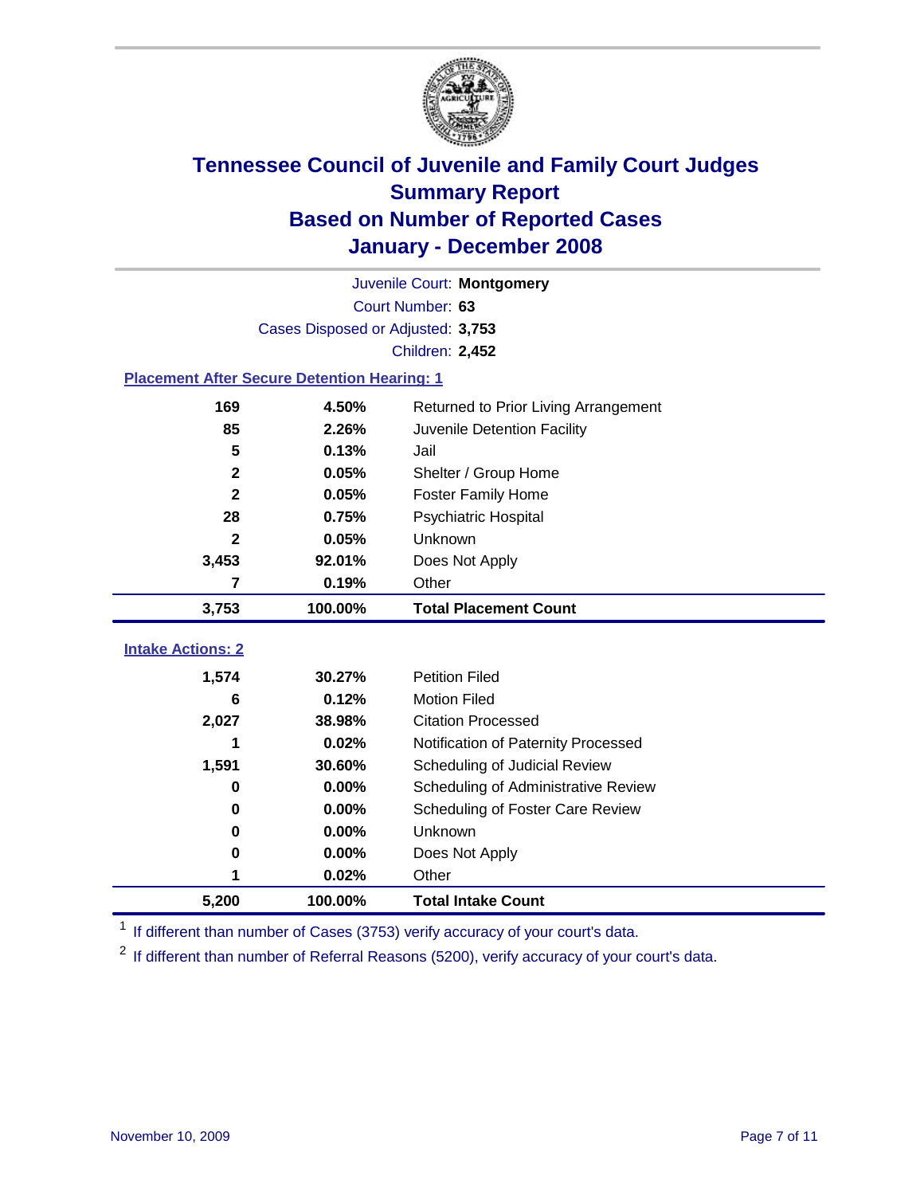# Tennessee Council of Juvenile and Family Court Judges
## Summary Report
## Based on Number of Reported Cases
## January - December 2008

Juvenile Court: **Montgomery**
Court Number: **63**
Cases Disposed or Adjusted: **3,753**
Children: **2,452**

### Placement After Secure Detention Hearing: 1

| | | |
|---|---|---|
| 169 | 4.50% | Returned to Prior Living Arrangement |
| 85 | 2.26% | Juvenile Detention Facility |
| 5 | 0.13% | Jail |
| 2 | 0.05% | Shelter / Group Home |
| 2 | 0.05% | Foster Family Home |
| 28 | 0.75% | Psychiatric Hospital |
| 2 | 0.05% | Unknown |
| 3,453 | 92.01% | Does Not Apply |
| 7 | 0.19% | Other |
| **3,753** | **100.00%** | **Total Placement Count** |

### Intake Actions: 2

| | | |
|---|---|---|
| 1,574 | 30.27% | Petition Filed |
| 6 | 0.12% | Motion Filed |
| 2,027 | 38.98% | Citation Processed |
| 1 | 0.02% | Notification of Paternity Processed |
| 1,591 | 30.60% | Scheduling of Judicial Review |
| 0 | 0.00% | Scheduling of Administrative Review |
| 0 | 0.00% | Scheduling of Foster Care Review |
| 0 | 0.00% | Unknown |
| 0 | 0.00% | Does Not Apply |
| 1 | 0.02% | Other |
| **5,200** | **100.00%** | **Total Intake Count** |

[1] If different than number of Cases (3753) verify accuracy of your court's data.

[2] If different than number of Referral Reasons (5200), verify accuracy of your court's data.

November 10, 2009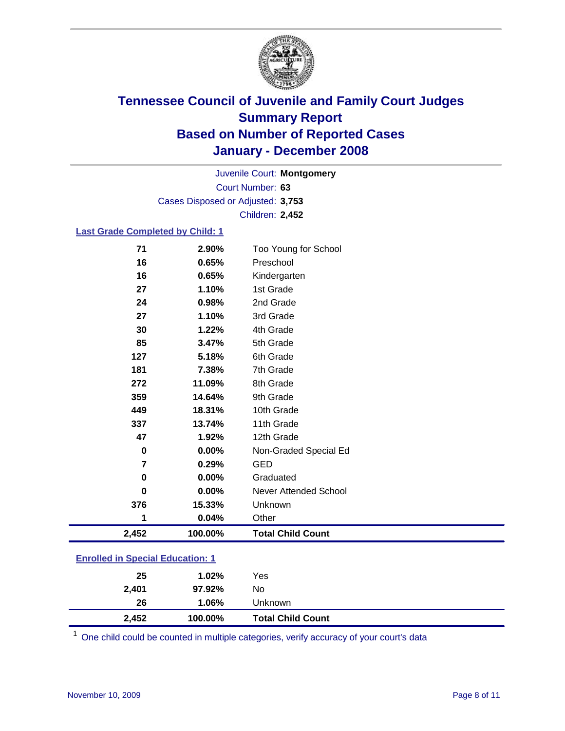# Tennessee Council of Juvenile and Family Court Judges
## Summary Report
## Based on Number of Reported Cases
## January - December 2008

Juvenile Court: **Montgomery**
Court Number: **63**
Cases Disposed or Adjusted: **3,753**
Children: **2,452**

### Last Grade Completed by Child: 1

| | | |
|---|---|---|
| 71 | 2.90% | Too Young for School |
| 16 | 0.65% | Preschool |
| 16 | 0.65% | Kindergarten |
| 27 | 1.10% | 1st Grade |
| 24 | 0.98% | 2nd Grade |
| 27 | 1.10% | 3rd Grade |
| 30 | 1.22% | 4th Grade |
| 85 | 3.47% | 5th Grade |
| 127 | 5.18% | 6th Grade |
| 181 | 7.38% | 7th Grade |
| 272 | 11.09% | 8th Grade |
| 359 | 14.64% | 9th Grade |
| 449 | 18.31% | 10th Grade |
| 337 | 13.74% | 11th Grade |
| 47 | 1.92% | 12th Grade |
| 0 | 0.00% | Non-Graded Special Ed |
| 7 | 0.29% | GED |
| 0 | 0.00% | Graduated |
| 0 | 0.00% | Never Attended School |
| 376 | 15.33% | Unknown |
| 1 | 0.04% | Other |
| **2,452** | **100.00%** | **Total Child Count** |

### Enrolled in Special Education: 1

| | | |
|---|---|---|
| 25 | 1.02% | Yes |
| 2,401 | 97.92% | No |
| 26 | 1.06% | Unknown |
| **2,452** | **100.00%** | **Total Child Count** |

[1] One child could be counted in multiple categories, verify accuracy of your court's data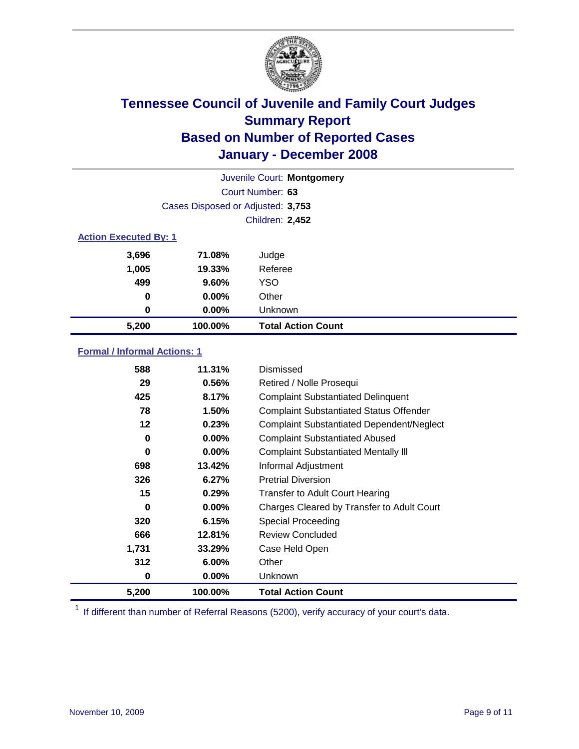# Tennessee Council of Juvenile and Family Court Judges
## Summary Report
## Based on Number of Reported Cases
## January - December 2008

| | |
|---|---|
| Juvenile Court: | **Montgomery** |
| Court Number: | **63** |
| Cases Disposed or Adjusted: | **3,753** |
| Children: | **2,452** |

### Action Executed By: 1

| | | |
|---|---|---|
| 3,696 | 71.08% | Judge |
| 1,005 | 19.33% | Referee |
| 499 | 9.60% | YSO |
| 0 | 0.00% | Other |
| 0 | 0.00% | Unknown |
| **5,200** | **100.00%** | **Total Action Count** |

### Formal / Informal Actions: 1

| | | |
|---|---|---|
| 588 | 11.31% | Dismissed |
| 29 | 0.56% | Retired / Nolle Prosequi |
| 425 | 8.17% | Complaint Substantiated Delinquent |
| 78 | 1.50% | Complaint Substantiated Status Offender |
| 12 | 0.23% | Complaint Substantiated Dependent/Neglect |
| 0 | 0.00% | Complaint Substantiated Abused |
| 0 | 0.00% | Complaint Substantiated Mentally Ill |
| 698 | 13.42% | Informal Adjustment |
| 326 | 6.27% | Pretrial Diversion |
| 15 | 0.29% | Transfer to Adult Court Hearing |
| 0 | 0.00% | Charges Cleared by Transfer to Adult Court |
| 320 | 6.15% | Special Proceeding |
| 666 | 12.81% | Review Concluded |
| 1,731 | 33.29% | Case Held Open |
| 312 | 6.00% | Other |
| 0 | 0.00% | Unknown |
| **5,200** | **100.00%** | **Total Action Count** |

[1] If different than number of Referral Reasons (5200), verify accuracy of your court's data.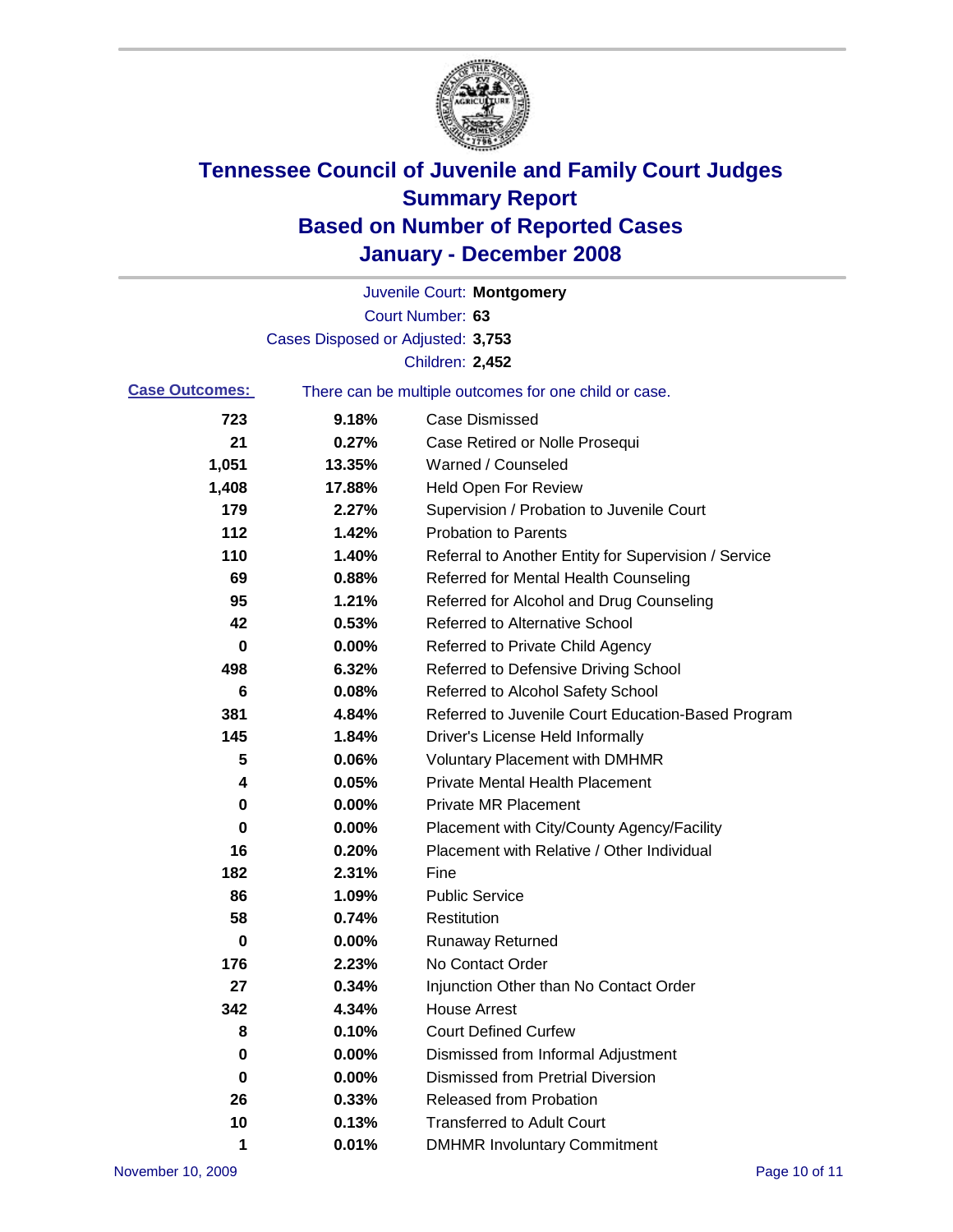# Tennessee Council of Juvenile and Family Court Judges
# Summary Report
# Based on Number of Reported Cases
# January - December 2008

Juvenile Court: **Montgomery**

Court Number: **63**

Cases Disposed or Adjusted: **3,753**

Children: **2,452**

**Case Outcomes:** There can be multiple outcomes for one child or case.

| | | |
|---|---|---|
| 723 | 9.18% | Case Dismissed |
| 21 | 0.27% | Case Retired or Nolle Prosequi |
| 1,051 | 13.35% | Warned / Counseled |
| 1,408 | 17.88% | Held Open For Review |
| 179 | 2.27% | Supervision / Probation to Juvenile Court |
| 112 | 1.42% | Probation to Parents |
| 110 | 1.40% | Referral to Another Entity for Supervision / Service |
| 69 | 0.88% | Referred for Mental Health Counseling |
| 95 | 1.21% | Referred for Alcohol and Drug Counseling |
| 42 | 0.53% | Referred to Alternative School |
| 0 | 0.00% | Referred to Private Child Agency |
| 498 | 6.32% | Referred to Defensive Driving School |
| 6 | 0.08% | Referred to Alcohol Safety School |
| 381 | 4.84% | Referred to Juvenile Court Education-Based Program |
| 145 | 1.84% | Driver's License Held Informally |
| 5 | 0.06% | Voluntary Placement with DMHMR |
| 4 | 0.05% | Private Mental Health Placement |
| 0 | 0.00% | Private MR Placement |
| 0 | 0.00% | Placement with City/County Agency/Facility |
| 16 | 0.20% | Placement with Relative / Other Individual |
| 182 | 2.31% | Fine |
| 86 | 1.09% | Public Service |
| 58 | 0.74% | Restitution |
| 0 | 0.00% | Runaway Returned |
| 176 | 2.23% | No Contact Order |
| 27 | 0.34% | Injunction Other than No Contact Order |
| 342 | 4.34% | House Arrest |
| 8 | 0.10% | Court Defined Curfew |
| 0 | 0.00% | Dismissed from Informal Adjustment |
| 0 | 0.00% | Dismissed from Pretrial Diversion |
| 26 | 0.33% | Released from Probation |
| 10 | 0.13% | Transferred to Adult Court |
| 1 | 0.01% | DMHMR Involuntary Commitment |

November 10, 2009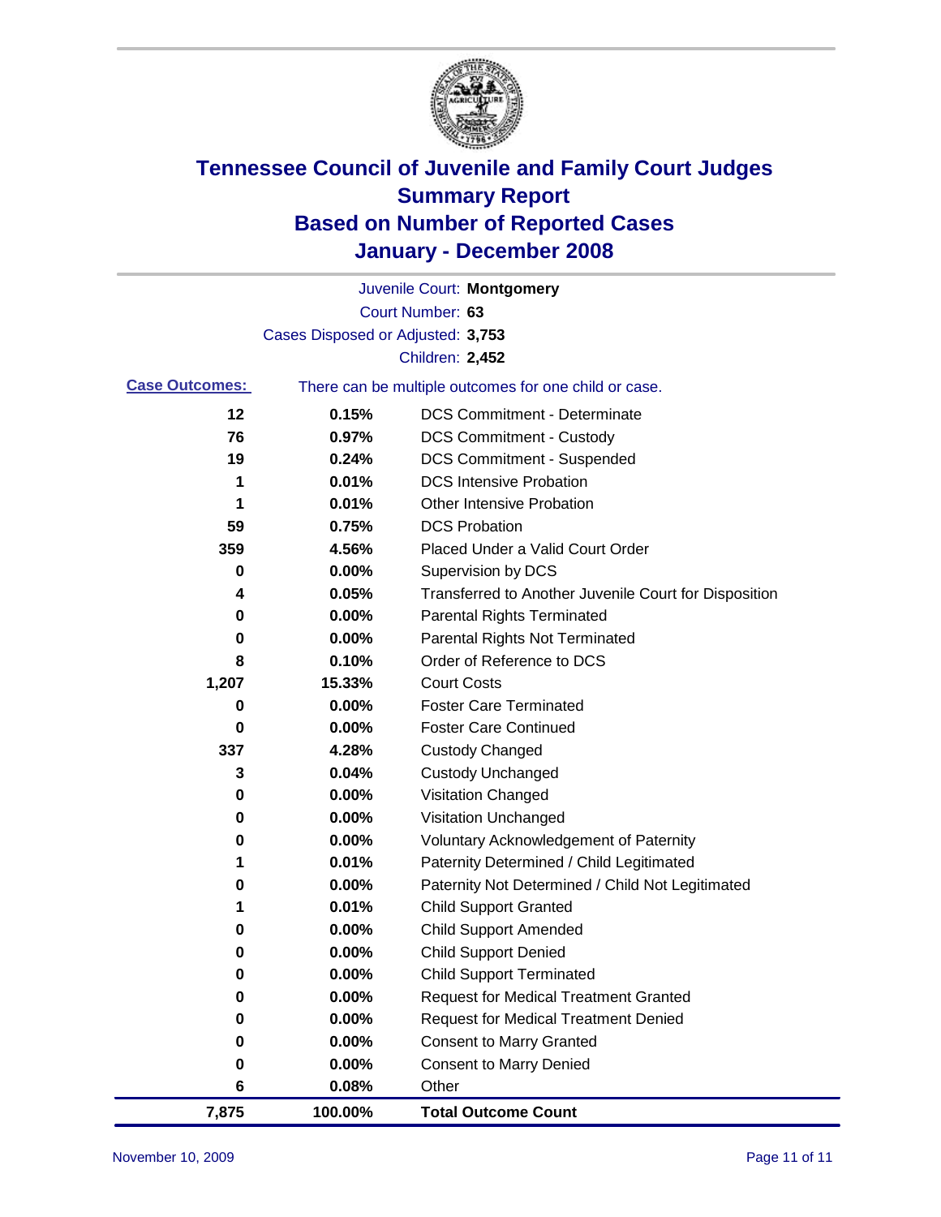# Tennessee Council of Juvenile and Family Court Judges
# Summary Report
# Based on Number of Reported Cases
# January - December 2008

Juvenile Court: **Montgomery**

Court Number: **63**

Cases Disposed or Adjusted: **3,753**

Children: **2,452**

**Case Outcomes:** There can be multiple outcomes for one child or case.

| | | |
|---|---|---|
| 12 | 0.15% | DCS Commitment - Determinate |
| 76 | 0.97% | DCS Commitment - Custody |
| 19 | 0.24% | DCS Commitment - Suspended |
| 1 | 0.01% | DCS Intensive Probation |
| 1 | 0.01% | Other Intensive Probation |
| 59 | 0.75% | DCS Probation |
| 359 | 4.56% | Placed Under a Valid Court Order |
| 0 | 0.00% | Supervision by DCS |
| 4 | 0.05% | Transferred to Another Juvenile Court for Disposition |
| 0 | 0.00% | Parental Rights Terminated |
| 0 | 0.00% | Parental Rights Not Terminated |
| 8 | 0.10% | Order of Reference to DCS |
| 1,207 | 15.33% | Court Costs |
| 0 | 0.00% | Foster Care Terminated |
| 0 | 0.00% | Foster Care Continued |
| 337 | 4.28% | Custody Changed |
| 3 | 0.04% | Custody Unchanged |
| 0 | 0.00% | Visitation Changed |
| 0 | 0.00% | Visitation Unchanged |
| 0 | 0.00% | Voluntary Acknowledgement of Paternity |
| 1 | 0.01% | Paternity Determined / Child Legitimated |
| 0 | 0.00% | Paternity Not Determined / Child Not Legitimated |
| 1 | 0.01% | Child Support Granted |
| 0 | 0.00% | Child Support Amended |
| 0 | 0.00% | Child Support Denied |
| 0 | 0.00% | Child Support Terminated |
| 0 | 0.00% | Request for Medical Treatment Granted |
| 0 | 0.00% | Request for Medical Treatment Denied |
| 0 | 0.00% | Consent to Marry Granted |
| 0 | 0.00% | Consent to Marry Denied |
| 6 | 0.08% | Other |
| **7,875** | **100.00%** | **Total Outcome Count** |

November 10, 2009